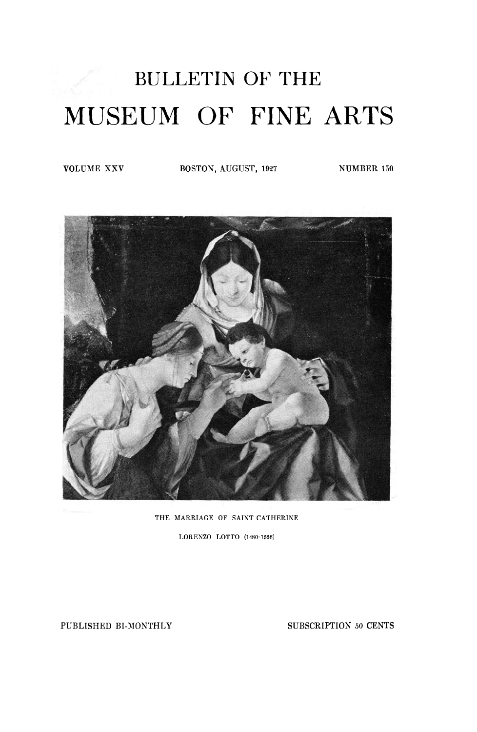# BULLETIN OF THE

# MUSEUM OF FINE ARTS

VOLUME XXV | BOSTON, AUGUST, 1927 | NUMBER 150

THE MARRIAGE OF SAINT CATHERINE

LORENZO LOTTO (1480-1556)

PUBLISHED BI-MONTHLY

SUBSCRIPTION 50 CENTS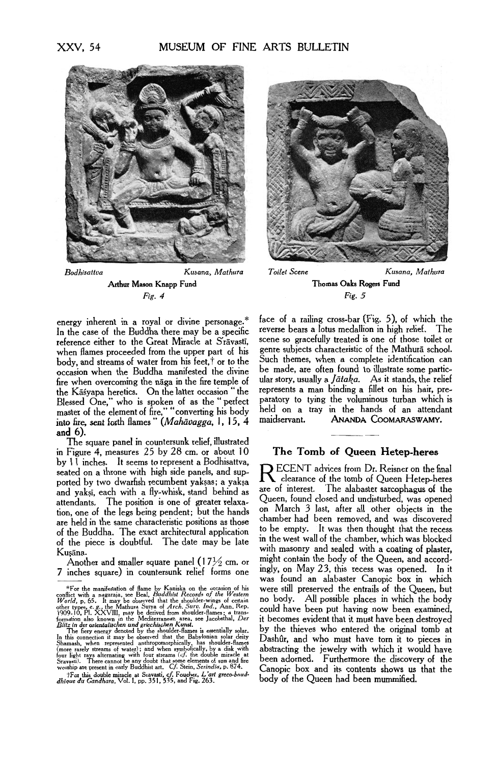*Bodhisattva* *Kusana, Mathura*

Arthur Mason Knapp Fund

*Fig. 4*

*Toilet Scene* *Kusana, Mathura*

Thomas Oaks Rogers Fund

*Fig. 5*

energy inherent in a royal or divine personage.* In the case of the Buddha there may be a specific reference either to the Great Miracle at Śrāvastī, when flames proceeded from the upper part of his body, and streams of water from his feet,† or to the occasion when the Buddha manifested the divine fire when overcoming the nāga in the fire temple of the Kāśyapa heretics. On the latter occasion "the Blessed One," who is spoken of as the "perfect master of the element of fire," "converting his body into fire, sent forth flames" (*Mahāvagga*, 1, 15, 4 and 6).

The square panel in countersunk relief, illustrated in Figure 4, measures 25 by 28 cm. or about 10 by 11 inches. It seems to represent a Bodhisattva, seated on a throne with high side panels, and supported by two dwarfish recumbent yakṣas; a yakṣa and yakṣī, each with a fly-whisk, stand behind as attendants. The position is one of greater relaxation, one of the legs being pendent; but the hands are held in the same characteristic positions as those of the Buddha. The exact architectural application of the piece is doubtful. The date may be late Kuṣāna.

Another and smaller square panel (17½ cm. or 7 inches square) in countersunk relief forms one face of a railing cross-bar (Fig. 5), of which the reverse bears a lotus medallion in high relief. The scene so gracefully treated is one of those toilet or genre subjects characteristic of the Mathurā school. Such themes, when a complete identification can be made, are often found to illustrate some particular story, usually a *Jātaka*. As it stands, the relief represents a man binding a fillet on his hair, preparatory to tying the voluminous turban which is held on a tray in the hands of an attendant maidservant. ANANDA COOMARASWAMY.

*For the manifestation of flame by Kaniska on the occasion of his conflict with a nagaraja, see Beal, *Buddhist Records of the Western World*, p. 65. It may be observed that the shoulder-wings of certain other types, e. g., the Mathura Surya of *Arch. Surv. Ind.*, Ann. Rep. 1909-10, Pl. XXVIII, may be derived from shoulder-flames; a transformation also known in the Mediterranean area, see Jacobsthal, *Der Blitz in der orientalischen und griechischen Kunst.*

The fiery energy denoted by the shoulder-flames is essentially solar. In this connection it may be observed that the Babylonian solar deity Shamash, when represented anthropomorphically, has shoulder-flames (more rarely streams of water); and when symbolically, by a disk with four light rays alternating with four streams (*cf.* the double miracle at Sravasti). There cannot be any doubt that some elements of sun and fire worship are present in early Buddhist art. *Cf.* Stein, *Serindia*, p. 874.

†For this double miracle at Sravasti, *cf.* Foucher, *L'art greco-bouddhique du Gandhara*. Vol. I, pp. 351, 535, and Fig. 263.

## The Tomb of Queen Hetep-heres

RECENT advices from Dr. Reisner on the final clearance of the tomb of Queen Hetep-heres are of interest. The alabaster sarcophagus of the Queen, found closed and undisturbed, was opened on March 3 last, after all other objects in the chamber had been removed, and was discovered to be empty. It was then thought that the recess in the west wall of the chamber, which was blocked with masonry and sealed with a coating of plaster, might contain the body of the Queen, and accordingly, on May 23, this recess was opened. In it was found an alabaster Canopic box in which were still preserved the entrails of the Queen, but no body. All possible places in which the body could have been put having now been examined, it becomes evident that it must have been destroyed by the thieves who entered the original tomb at Dashûr, and who must have torn it to pieces in abstracting the jewelry with which it would have been adorned. Furthermore the discovery of the Canopic box and its contents shows us that the body of the Queen had been mummified.